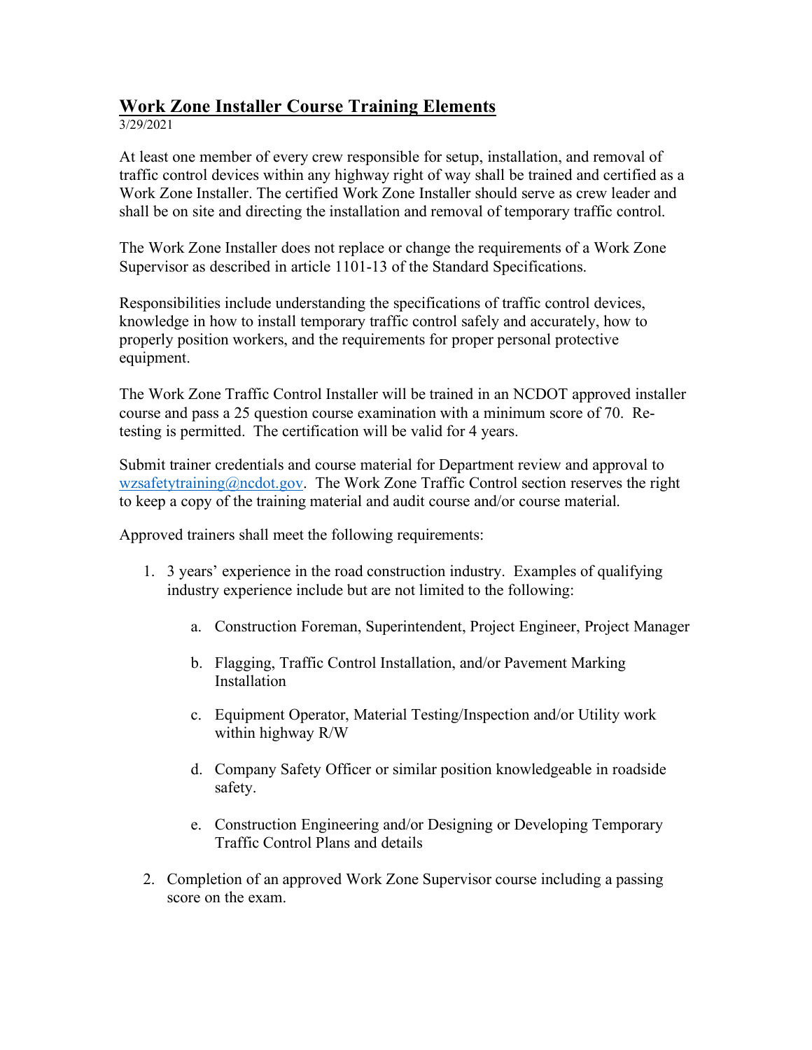# Work Zone Installer Course Training Elements

3/29/2021

At least one member of every crew responsible for setup, installation, and removal of traffic control devices within any highway right of way shall be trained and certified as a Work Zone Installer. The certified Work Zone Installer should serve as crew leader and shall be on site and directing the installation and removal of temporary traffic control.

The Work Zone Installer does not replace or change the requirements of a Work Zone Supervisor as described in article 1101-13 of the Standard Specifications.

Responsibilities include understanding the specifications of traffic control devices, knowledge in how to install temporary traffic control safely and accurately, how to properly position workers, and the requirements for proper personal protective equipment.

The Work Zone Traffic Control Installer will be trained in an NCDOT approved installer course and pass a 25 question course examination with a minimum score of 70. Re-testing is permitted. The certification will be valid for 4 years.

Submit trainer credentials and course material for Department review and approval to wzsafetytraining@ncdot.gov. The Work Zone Traffic Control section reserves the right to keep a copy of the training material and audit course and/or course material.

Approved trainers shall meet the following requirements:

1. 3 years' experience in the road construction industry. Examples of qualifying industry experience include but are not limited to the following:

    a. Construction Foreman, Superintendent, Project Engineer, Project Manager

    b. Flagging, Traffic Control Installation, and/or Pavement Marking Installation

    c. Equipment Operator, Material Testing/Inspection and/or Utility work within highway R/W

    d. Company Safety Officer or similar position knowledgeable in roadside safety.

    e. Construction Engineering and/or Designing or Developing Temporary Traffic Control Plans and details

2. Completion of an approved Work Zone Supervisor course including a passing score on the exam.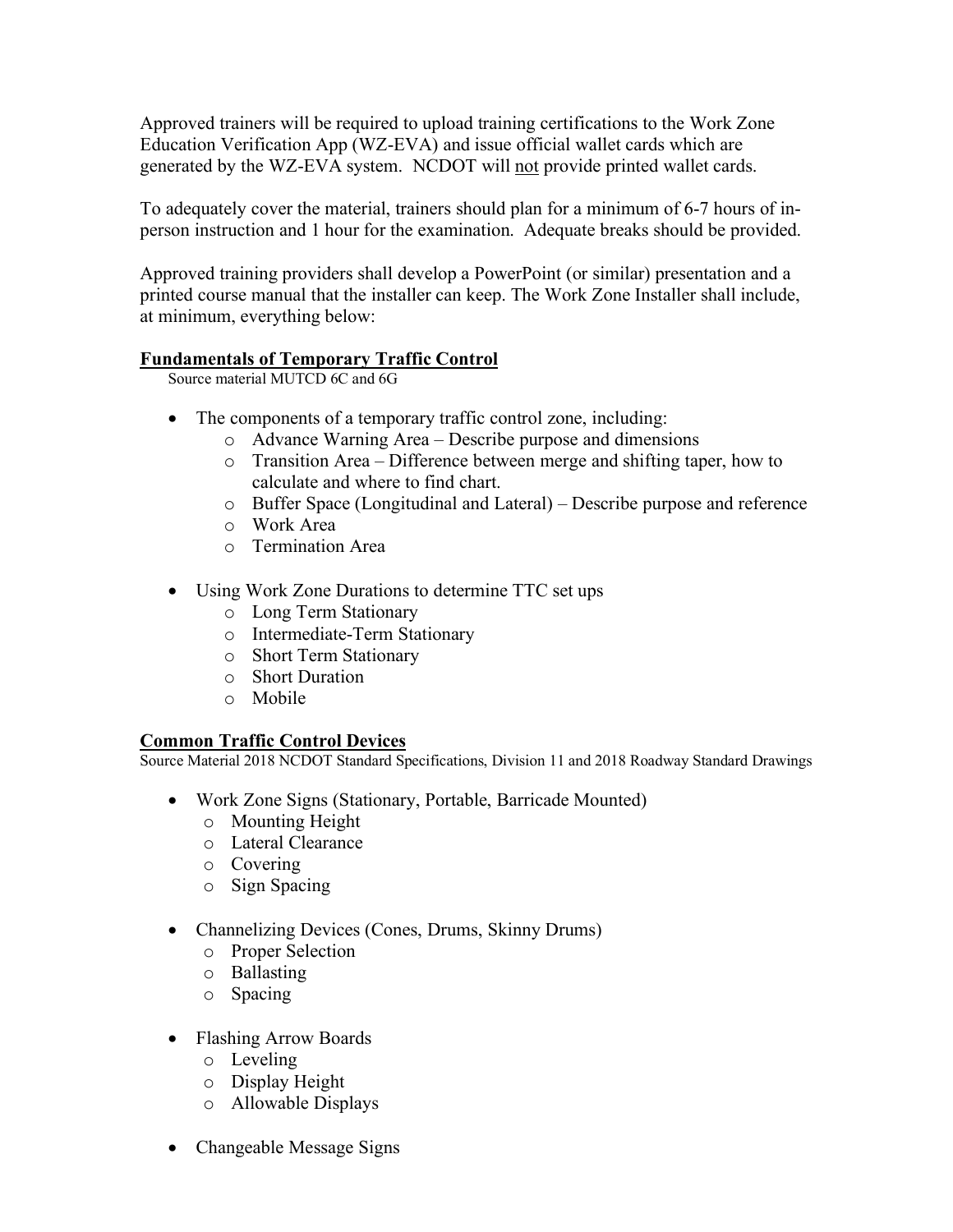Approved trainers will be required to upload training certifications to the Work Zone Education Verification App (WZ-EVA) and issue official wallet cards which are generated by the WZ-EVA system. NCDOT will <u>not</u> provide printed wallet cards.

To adequately cover the material, trainers should plan for a minimum of 6-7 hours of in-person instruction and 1 hour for the examination. Adequate breaks should be provided.

Approved training providers shall develop a PowerPoint (or similar) presentation and a printed course manual that the installer can keep. The Work Zone Installer shall include, at minimum, everything below:

**<u>Fundamentals of Temporary Traffic Control</u>**

Source material MUTCD 6C and 6G

- The components of a temporary traffic control zone, including:
  - Advance Warning Area – Describe purpose and dimensions
  - Transition Area – Difference between merge and shifting taper, how to calculate and where to find chart.
  - Buffer Space (Longitudinal and Lateral) – Describe purpose and reference
  - Work Area
  - Termination Area
- Using Work Zone Durations to determine TTC set ups
  - Long Term Stationary
  - Intermediate-Term Stationary
  - Short Term Stationary
  - Short Duration
  - Mobile

**<u>Common Traffic Control Devices</u>**

Source Material 2018 NCDOT Standard Specifications, Division 11 and 2018 Roadway Standard Drawings

- Work Zone Signs (Stationary, Portable, Barricade Mounted)
  - Mounting Height
  - Lateral Clearance
  - Covering
  - Sign Spacing
- Channelizing Devices (Cones, Drums, Skinny Drums)
  - Proper Selection
  - Ballasting
  - Spacing
- Flashing Arrow Boards
  - Leveling
  - Display Height
  - Allowable Displays
- Changeable Message Signs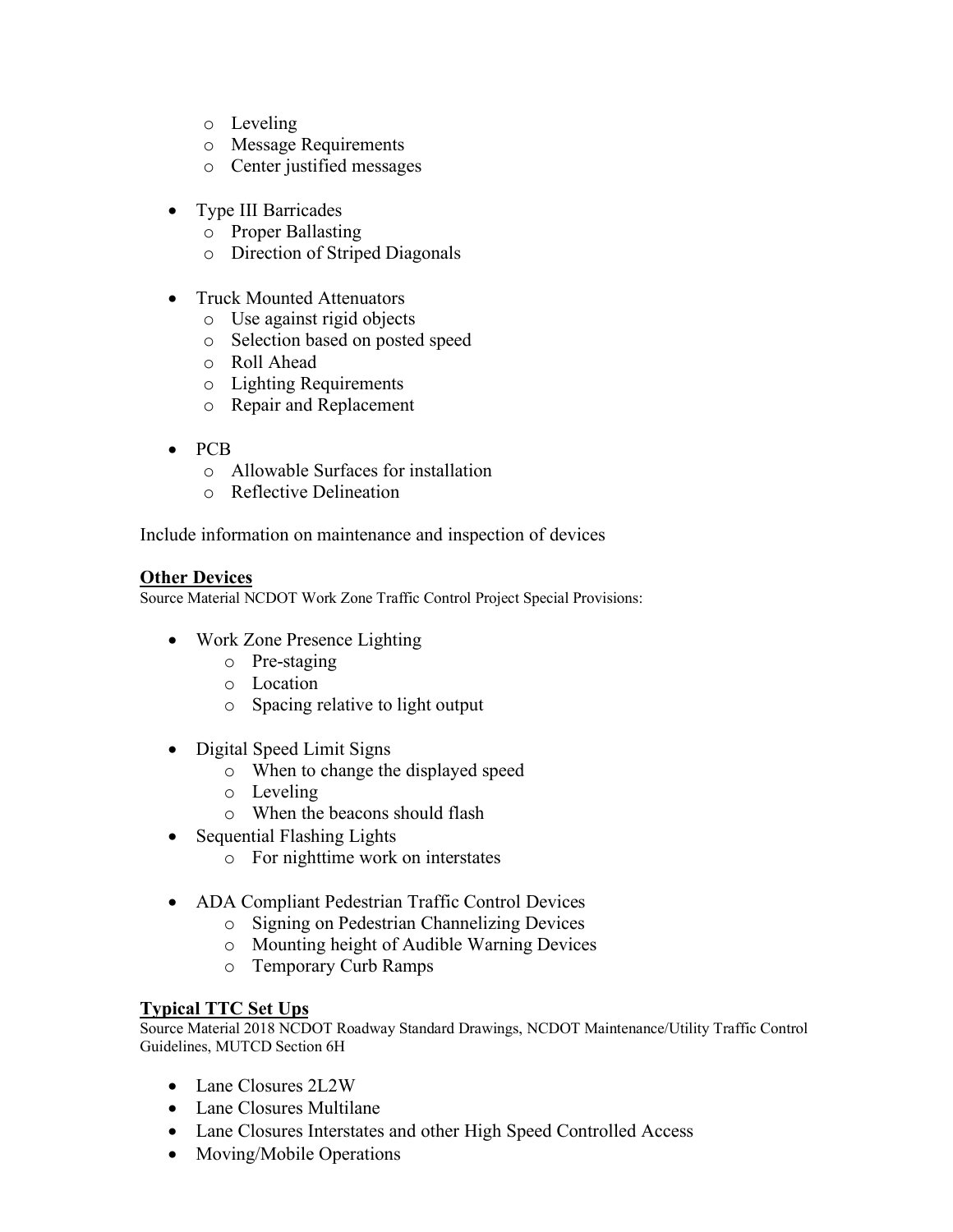- Leveling
  - Message Requirements
  - Center justified messages

- Type III Barricades
  - Proper Ballasting
  - Direction of Striped Diagonals

- Truck Mounted Attenuators
  - Use against rigid objects
  - Selection based on posted speed
  - Roll Ahead
  - Lighting Requirements
  - Repair and Replacement

- PCB
  - Allowable Surfaces for installation
  - Reflective Delineation

Include information on maintenance and inspection of devices

**Other Devices**

Source Material NCDOT Work Zone Traffic Control Project Special Provisions:

- Work Zone Presence Lighting
  - Pre-staging
  - Location
  - Spacing relative to light output

- Digital Speed Limit Signs
  - When to change the displayed speed
  - Leveling
  - When the beacons should flash
- Sequential Flashing Lights
  - For nighttime work on interstates

- ADA Compliant Pedestrian Traffic Control Devices
  - Signing on Pedestrian Channelizing Devices
  - Mounting height of Audible Warning Devices
  - Temporary Curb Ramps

**Typical TTC Set Ups**

Source Material 2018 NCDOT Roadway Standard Drawings, NCDOT Maintenance/Utility Traffic Control Guidelines, MUTCD Section 6H

- Lane Closures 2L2W
- Lane Closures Multilane
- Lane Closures Interstates and other High Speed Controlled Access
- Moving/Mobile Operations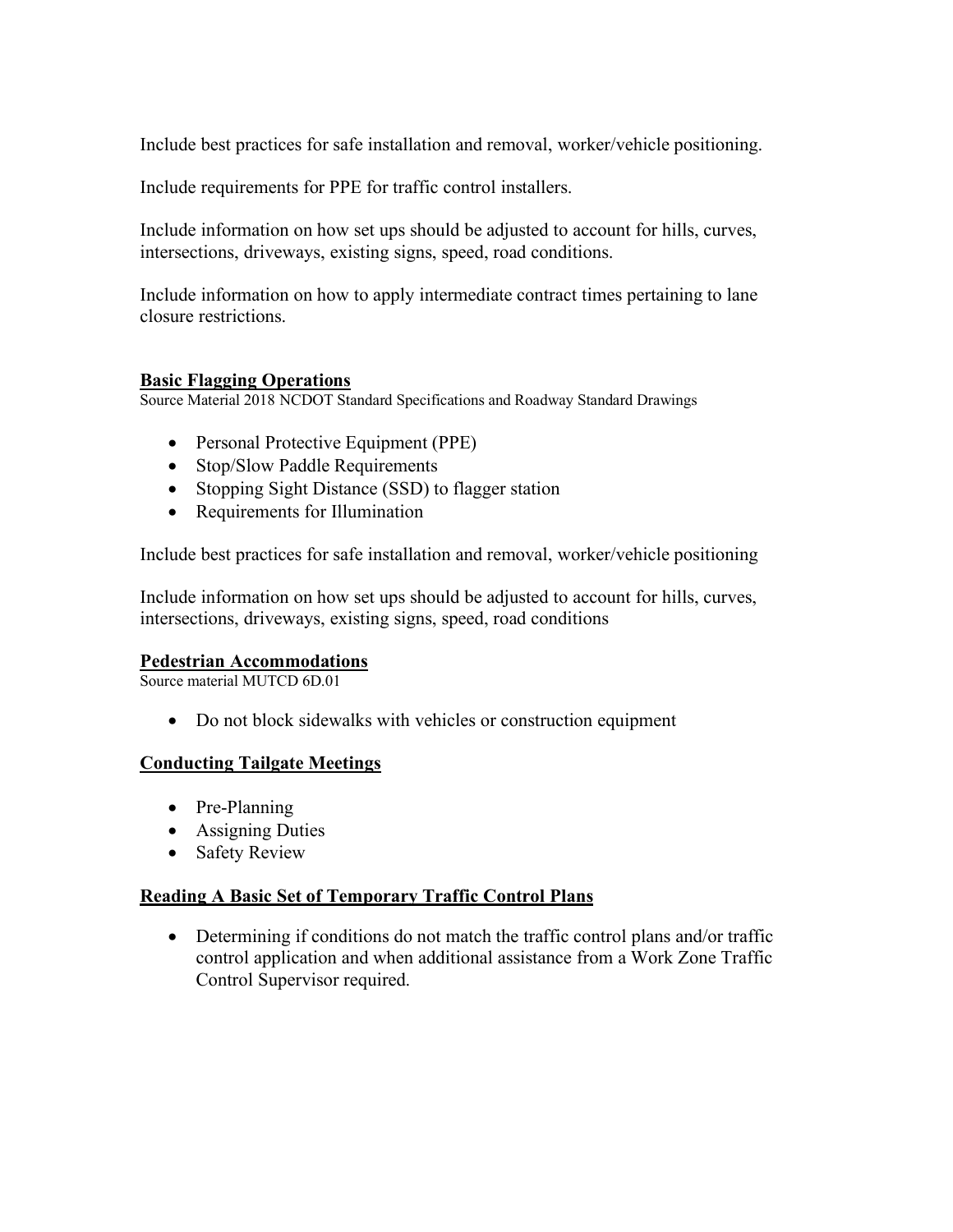Include best practices for safe installation and removal, worker/vehicle positioning.

Include requirements for PPE for traffic control installers.

Include information on how set ups should be adjusted to account for hills, curves, intersections, driveways, existing signs, speed, road conditions.

Include information on how to apply intermediate contract times pertaining to lane closure restrictions.

## Basic Flagging Operations

Source Material 2018 NCDOT Standard Specifications and Roadway Standard Drawings

- Personal Protective Equipment (PPE)
- Stop/Slow Paddle Requirements
- Stopping Sight Distance (SSD) to flagger station
- Requirements for Illumination

Include best practices for safe installation and removal, worker/vehicle positioning

Include information on how set ups should be adjusted to account for hills, curves, intersections, driveways, existing signs, speed, road conditions

## Pedestrian Accommodations

Source material MUTCD 6D.01

- Do not block sidewalks with vehicles or construction equipment

## Conducting Tailgate Meetings

- Pre-Planning
- Assigning Duties
- Safety Review

## Reading A Basic Set of Temporary Traffic Control Plans

- Determining if conditions do not match the traffic control plans and/or traffic control application and when additional assistance from a Work Zone Traffic Control Supervisor required.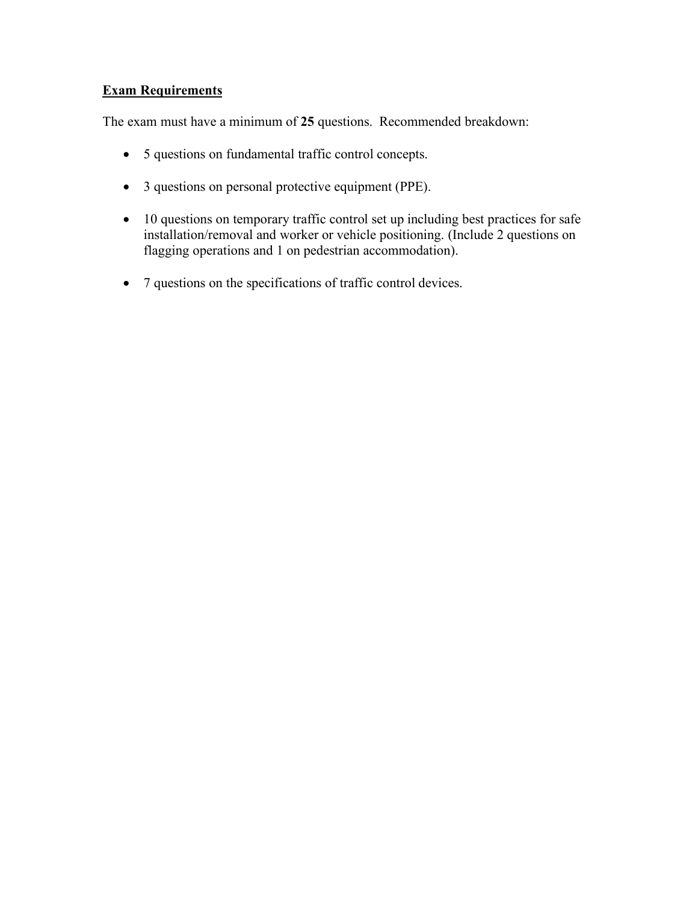## Exam Requirements

The exam must have a minimum of **25** questions. Recommended breakdown:

- 5 questions on fundamental traffic control concepts.
- 3 questions on personal protective equipment (PPE).
- 10 questions on temporary traffic control set up including best practices for safe installation/removal and worker or vehicle positioning. (Include 2 questions on flagging operations and 1 on pedestrian accommodation).
- 7 questions on the specifications of traffic control devices.